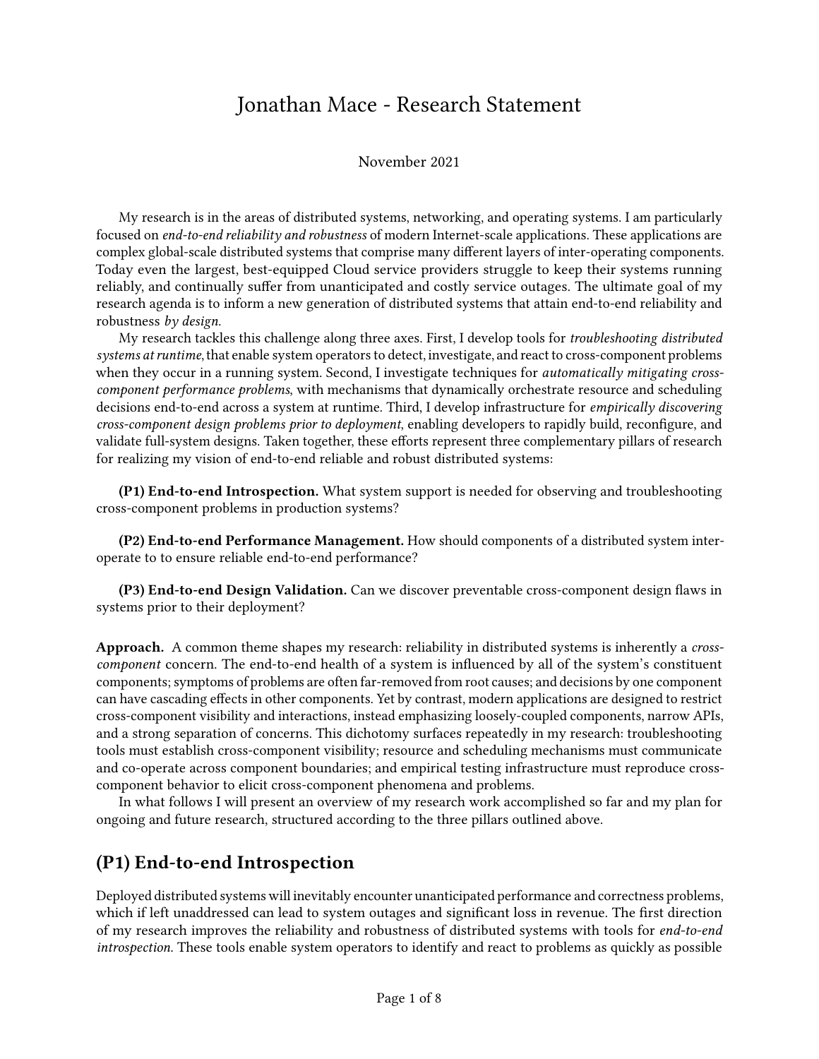# Jonathan Mace - Research Statement

November 2021

My research is in the areas of distributed systems, networking, and operating systems. I am particularly focused on *end-to-end reliability and robustness* of modern Internet-scale applications. These applications are complex global-scale distributed systems that comprise many different layers of inter-operating components. Today even the largest, best-equipped Cloud service providers struggle to keep their systems running reliably, and continually suffer from unanticipated and costly service outages. The ultimate goal of my research agenda is to inform a new generation of distributed systems that attain end-to-end reliability and robustness *by design*.

My research tackles this challenge along three axes. First, I develop tools for *troubleshooting distributed systems at runtime*, that enable system operators to detect, investigate, and react to cross-component problems when they occur in a running system. Second, I investigate techniques for *automatically mitigating cross-component performance problems*, with mechanisms that dynamically orchestrate resource and scheduling decisions end-to-end across a system at runtime. Third, I develop infrastructure for *empirically discovering cross-component design problems prior to deployment*, enabling developers to rapidly build, reconfigure, and validate full-system designs. Taken together, these efforts represent three complementary pillars of research for realizing my vision of end-to-end reliable and robust distributed systems:

**(P1) End-to-end Introspection.** What system support is needed for observing and troubleshooting cross-component problems in production systems?

**(P2) End-to-end Performance Management.** How should components of a distributed system inter-operate to to ensure reliable end-to-end performance?

**(P3) End-to-end Design Validation.** Can we discover preventable cross-component design flaws in systems prior to their deployment?

**Approach.** A common theme shapes my research: reliability in distributed systems is inherently a *cross-component* concern. The end-to-end health of a system is influenced by all of the system's constituent components; symptoms of problems are often far-removed from root causes; and decisions by one component can have cascading effects in other components. Yet by contrast, modern applications are designed to restrict cross-component visibility and interactions, instead emphasizing loosely-coupled components, narrow APIs, and a strong separation of concerns. This dichotomy surfaces repeatedly in my research: troubleshooting tools must establish cross-component visibility; resource and scheduling mechanisms must communicate and co-operate across component boundaries; and empirical testing infrastructure must reproduce cross-component behavior to elicit cross-component phenomena and problems.

In what follows I will present an overview of my research work accomplished so far and my plan for ongoing and future research, structured according to the three pillars outlined above.

## (P1) End-to-end Introspection

Deployed distributed systems will inevitably encounter unanticipated performance and correctness problems, which if left unaddressed can lead to system outages and significant loss in revenue. The first direction of my research improves the reliability and robustness of distributed systems with tools for *end-to-end introspection*. These tools enable system operators to identify and react to problems as quickly as possible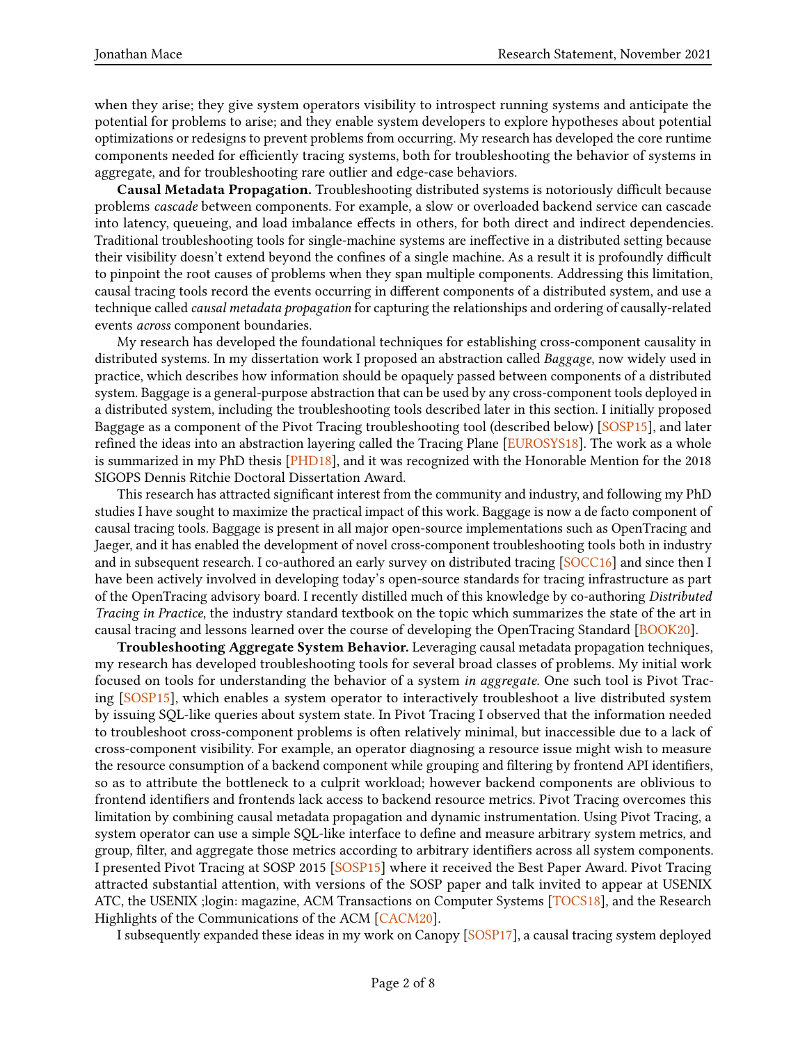when they arise; they give system operators visibility to introspect running systems and anticipate the potential for problems to arise; and they enable system developers to explore hypotheses about potential optimizations or redesigns to prevent problems from occurring. My research has developed the core runtime components needed for efficiently tracing systems, both for troubleshooting the behavior of systems in aggregate, and for troubleshooting rare outlier and edge-case behaviors.

**Causal Metadata Propagation.** Troubleshooting distributed systems is notoriously difficult because problems *cascade* between components. For example, a slow or overloaded backend service can cascade into latency, queueing, and load imbalance effects in others, for both direct and indirect dependencies. Traditional troubleshooting tools for single-machine systems are ineffective in a distributed setting because their visibility doesn't extend beyond the confines of a single machine. As a result it is profoundly difficult to pinpoint the root causes of problems when they span multiple components. Addressing this limitation, causal tracing tools record the events occurring in different components of a distributed system, and use a technique called *causal metadata propagation* for capturing the relationships and ordering of causally-related events *across* component boundaries.

My research has developed the foundational techniques for establishing cross-component causality in distributed systems. In my dissertation work I proposed an abstraction called *Baggage*, now widely used in practice, which describes how information should be opaquely passed between components of a distributed system. Baggage is a general-purpose abstraction that can be used by any cross-component tools deployed in a distributed system, including the troubleshooting tools described later in this section. I initially proposed Baggage as a component of the Pivot Tracing troubleshooting tool (described below) [SOSP15], and later refined the ideas into an abstraction layering called the Tracing Plane [EUROSYS18]. The work as a whole is summarized in my PhD thesis [PHD18], and it was recognized with the Honorable Mention for the 2018 SIGOPS Dennis Ritchie Doctoral Dissertation Award.

This research has attracted significant interest from the community and industry, and following my PhD studies I have sought to maximize the practical impact of this work. Baggage is now a de facto component of causal tracing tools. Baggage is present in all major open-source implementations such as OpenTracing and Jaeger, and it has enabled the development of novel cross-component troubleshooting tools both in industry and in subsequent research. I co-authored an early survey on distributed tracing [SOCC16] and since then I have been actively involved in developing today's open-source standards for tracing infrastructure as part of the OpenTracing advisory board. I recently distilled much of this knowledge by co-authoring *Distributed Tracing in Practice*, the industry standard textbook on the topic which summarizes the state of the art in causal tracing and lessons learned over the course of developing the OpenTracing Standard [BOOK20].

**Troubleshooting Aggregate System Behavior.** Leveraging causal metadata propagation techniques, my research has developed troubleshooting tools for several broad classes of problems. My initial work focused on tools for understanding the behavior of a system *in aggregate*. One such tool is Pivot Tracing [SOSP15], which enables a system operator to interactively troubleshoot a live distributed system by issuing SQL-like queries about system state. In Pivot Tracing I observed that the information needed to troubleshoot cross-component problems is often relatively minimal, but inaccessible due to a lack of cross-component visibility. For example, an operator diagnosing a resource issue might wish to measure the resource consumption of a backend component while grouping and filtering by frontend API identifiers, so as to attribute the bottleneck to a culprit workload; however backend components are oblivious to frontend identifiers and frontends lack access to backend resource metrics. Pivot Tracing overcomes this limitation by combining causal metadata propagation and dynamic instrumentation. Using Pivot Tracing, a system operator can use a simple SQL-like interface to define and measure arbitrary system metrics, and group, filter, and aggregate those metrics according to arbitrary identifiers across all system components. I presented Pivot Tracing at SOSP 2015 [SOSP15] where it received the Best Paper Award. Pivot Tracing attracted substantial attention, with versions of the SOSP paper and talk invited to appear at USENIX ATC, the USENIX ;login: magazine, ACM Transactions on Computer Systems [TOCS18], and the Research Highlights of the Communications of the ACM [CACM20].

I subsequently expanded these ideas in my work on Canopy [SOSP17], a causal tracing system deployed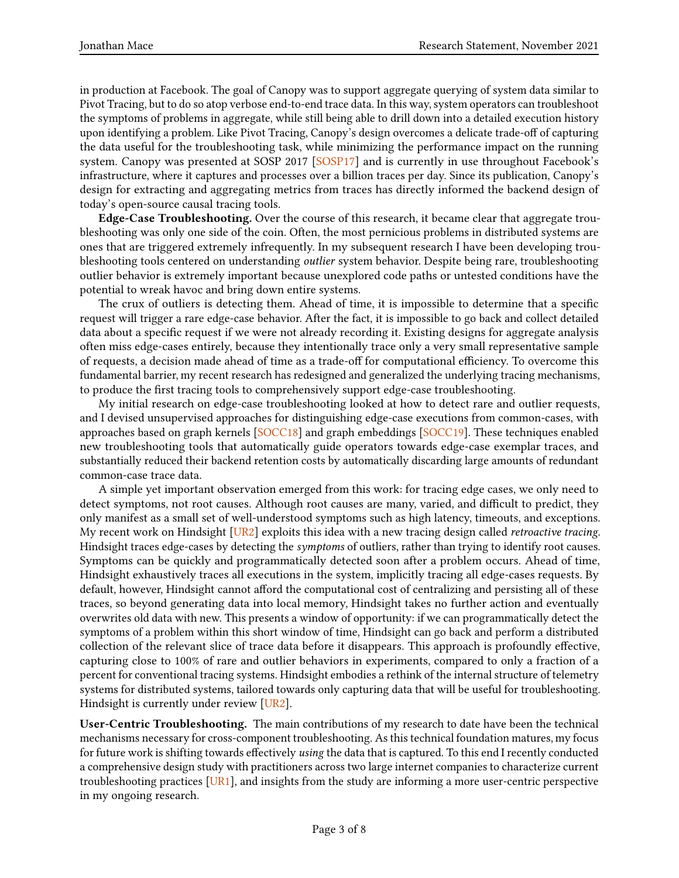in production at Facebook. The goal of Canopy was to support aggregate querying of system data similar to Pivot Tracing, but to do so atop verbose end-to-end trace data. In this way, system operators can troubleshoot the symptoms of problems in aggregate, while still being able to drill down into a detailed execution history upon identifying a problem. Like Pivot Tracing, Canopy's design overcomes a delicate trade-off of capturing the data useful for the troubleshooting task, while minimizing the performance impact on the running system. Canopy was presented at SOSP 2017 [SOSP17] and is currently in use throughout Facebook's infrastructure, where it captures and processes over a billion traces per day. Since its publication, Canopy's design for extracting and aggregating metrics from traces has directly informed the backend design of today's open-source causal tracing tools.

**Edge-Case Troubleshooting.** Over the course of this research, it became clear that aggregate troubleshooting was only one side of the coin. Often, the most pernicious problems in distributed systems are ones that are triggered extremely infrequently. In my subsequent research I have been developing troubleshooting tools centered on understanding *outlier* system behavior. Despite being rare, troubleshooting outlier behavior is extremely important because unexplored code paths or untested conditions have the potential to wreak havoc and bring down entire systems.

The crux of outliers is detecting them. Ahead of time, it is impossible to determine that a specific request will trigger a rare edge-case behavior. After the fact, it is impossible to go back and collect detailed data about a specific request if we were not already recording it. Existing designs for aggregate analysis often miss edge-cases entirely, because they intentionally trace only a very small representative sample of requests, a decision made ahead of time as a trade-off for computational efficiency. To overcome this fundamental barrier, my recent research has redesigned and generalized the underlying tracing mechanisms, to produce the first tracing tools to comprehensively support edge-case troubleshooting.

My initial research on edge-case troubleshooting looked at how to detect rare and outlier requests, and I devised unsupervised approaches for distinguishing edge-case executions from common-cases, with approaches based on graph kernels [SOCC18] and graph embeddings [SOCC19]. These techniques enabled new troubleshooting tools that automatically guide operators towards edge-case exemplar traces, and substantially reduced their backend retention costs by automatically discarding large amounts of redundant common-case trace data.

A simple yet important observation emerged from this work: for tracing edge cases, we only need to detect symptoms, not root causes. Although root causes are many, varied, and difficult to predict, they only manifest as a small set of well-understood symptoms such as high latency, timeouts, and exceptions. My recent work on Hindsight [UR2] exploits this idea with a new tracing design called *retroactive tracing*. Hindsight traces edge-cases by detecting the *symptoms* of outliers, rather than trying to identify root causes. Symptoms can be quickly and programmatically detected soon after a problem occurs. Ahead of time, Hindsight exhaustively traces all executions in the system, implicitly tracing all edge-cases requests. By default, however, Hindsight cannot afford the computational cost of centralizing and persisting all of these traces, so beyond generating data into local memory, Hindsight takes no further action and eventually overwrites old data with new. This presents a window of opportunity: if we can programmatically detect the symptoms of a problem within this short window of time, Hindsight can go back and perform a distributed collection of the relevant slice of trace data before it disappears. This approach is profoundly effective, capturing close to 100% of rare and outlier behaviors in experiments, compared to only a fraction of a percent for conventional tracing systems. Hindsight embodies a rethink of the internal structure of telemetry systems for distributed systems, tailored towards only capturing data that will be useful for troubleshooting. Hindsight is currently under review [UR2].

**User-Centric Troubleshooting.** The main contributions of my research to date have been the technical mechanisms necessary for cross-component troubleshooting. As this technical foundation matures, my focus for future work is shifting towards effectively *using* the data that is captured. To this end I recently conducted a comprehensive design study with practitioners across two large internet companies to characterize current troubleshooting practices [UR1], and insights from the study are informing a more user-centric perspective in my ongoing research.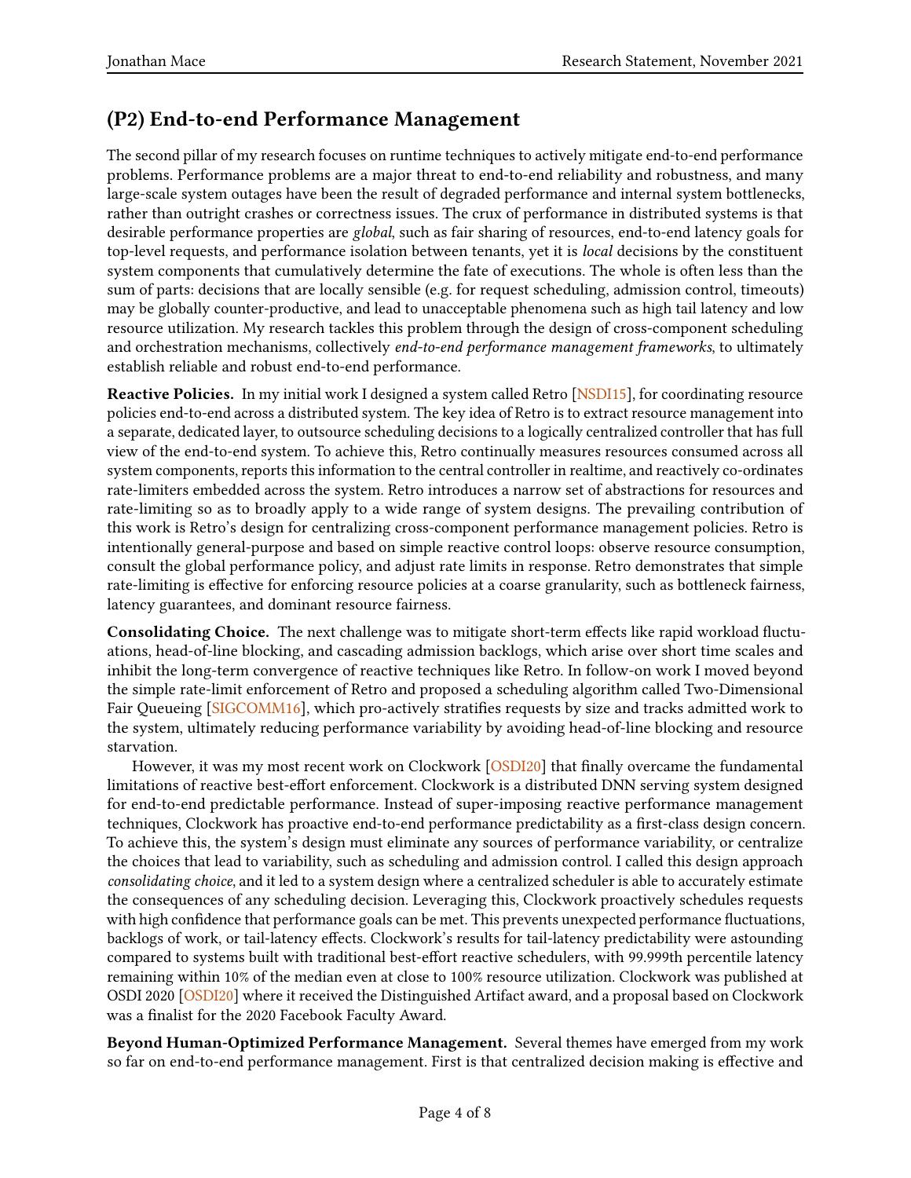## (P2) End-to-end Performance Management

The second pillar of my research focuses on runtime techniques to actively mitigate end-to-end performance problems. Performance problems are a major threat to end-to-end reliability and robustness, and many large-scale system outages have been the result of degraded performance and internal system bottlenecks, rather than outright crashes or correctness issues. The crux of performance in distributed systems is that desirable performance properties are *global*, such as fair sharing of resources, end-to-end latency goals for top-level requests, and performance isolation between tenants, yet it is *local* decisions by the constituent system components that cumulatively determine the fate of executions. The whole is often less than the sum of parts: decisions that are locally sensible (e.g. for request scheduling, admission control, timeouts) may be globally counter-productive, and lead to unacceptable phenomena such as high tail latency and low resource utilization. My research tackles this problem through the design of cross-component scheduling and orchestration mechanisms, collectively *end-to-end performance management frameworks*, to ultimately establish reliable and robust end-to-end performance.

**Reactive Policies.** In my initial work I designed a system called Retro [NSDI15], for coordinating resource policies end-to-end across a distributed system. The key idea of Retro is to extract resource management into a separate, dedicated layer, to outsource scheduling decisions to a logically centralized controller that has full view of the end-to-end system. To achieve this, Retro continually measures resources consumed across all system components, reports this information to the central controller in realtime, and reactively co-ordinates rate-limiters embedded across the system. Retro introduces a narrow set of abstractions for resources and rate-limiting so as to broadly apply to a wide range of system designs. The prevailing contribution of this work is Retro's design for centralizing cross-component performance management policies. Retro is intentionally general-purpose and based on simple reactive control loops: observe resource consumption, consult the global performance policy, and adjust rate limits in response. Retro demonstrates that simple rate-limiting is effective for enforcing resource policies at a coarse granularity, such as bottleneck fairness, latency guarantees, and dominant resource fairness.

**Consolidating Choice.** The next challenge was to mitigate short-term effects like rapid workload fluctuations, head-of-line blocking, and cascading admission backlogs, which arise over short time scales and inhibit the long-term convergence of reactive techniques like Retro. In follow-on work I moved beyond the simple rate-limit enforcement of Retro and proposed a scheduling algorithm called Two-Dimensional Fair Queueing [SIGCOMM16], which pro-actively stratifies requests by size and tracks admitted work to the system, ultimately reducing performance variability by avoiding head-of-line blocking and resource starvation.

However, it was my most recent work on Clockwork [OSDI20] that finally overcame the fundamental limitations of reactive best-effort enforcement. Clockwork is a distributed DNN serving system designed for end-to-end predictable performance. Instead of super-imposing reactive performance management techniques, Clockwork has proactive end-to-end performance predictability as a first-class design concern. To achieve this, the system's design must eliminate any sources of performance variability, or centralize the choices that lead to variability, such as scheduling and admission control. I called this design approach *consolidating choice*, and it led to a system design where a centralized scheduler is able to accurately estimate the consequences of any scheduling decision. Leveraging this, Clockwork proactively schedules requests with high confidence that performance goals can be met. This prevents unexpected performance fluctuations, backlogs of work, or tail-latency effects. Clockwork's results for tail-latency predictability were astounding compared to systems built with traditional best-effort reactive schedulers, with 99.999th percentile latency remaining within 10% of the median even at close to 100% resource utilization. Clockwork was published at OSDI 2020 [OSDI20] where it received the Distinguished Artifact award, and a proposal based on Clockwork was a finalist for the 2020 Facebook Faculty Award.

**Beyond Human-Optimized Performance Management.** Several themes have emerged from my work so far on end-to-end performance management. First is that centralized decision making is effective and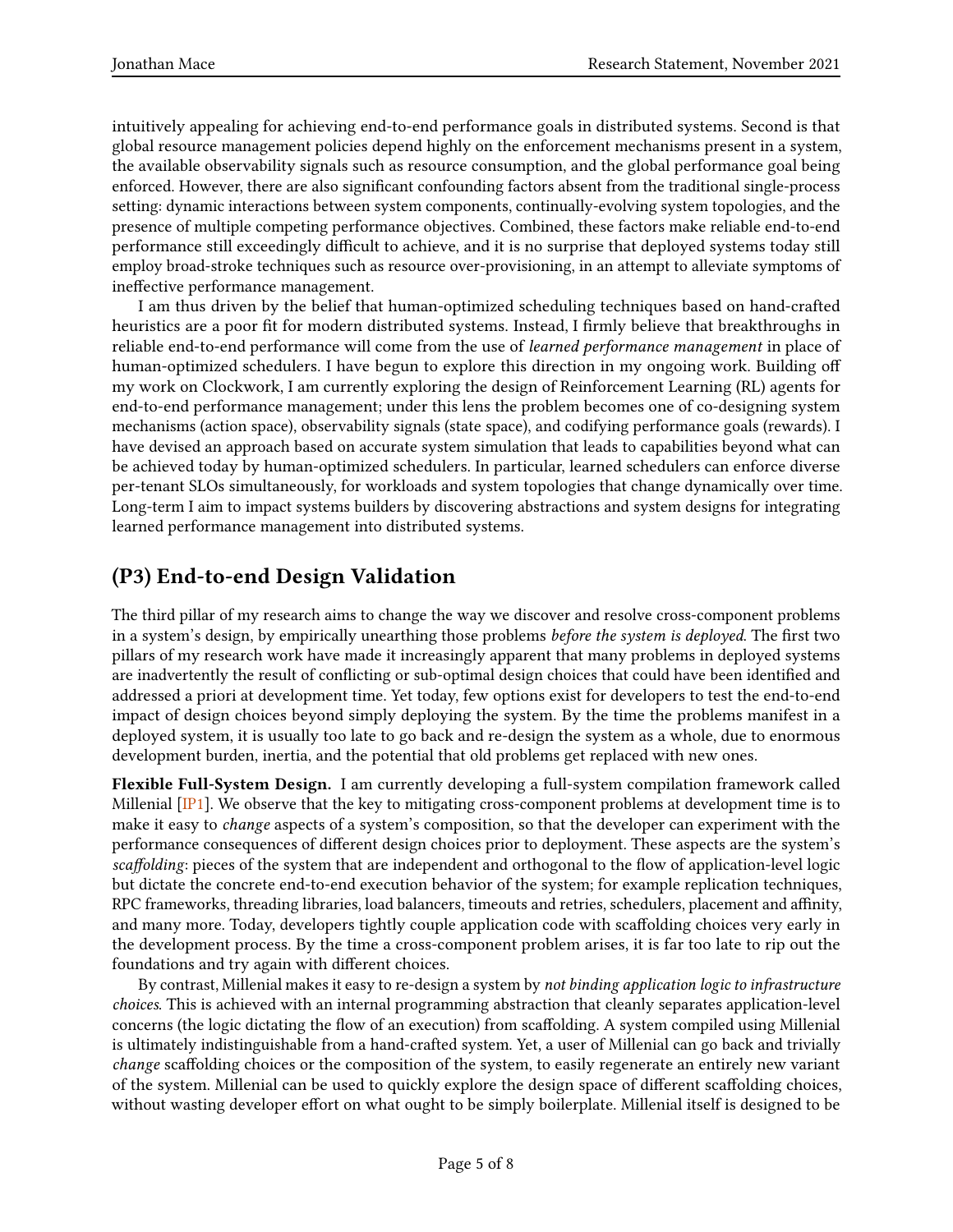intuitively appealing for achieving end-to-end performance goals in distributed systems. Second is that global resource management policies depend highly on the enforcement mechanisms present in a system, the available observability signals such as resource consumption, and the global performance goal being enforced. However, there are also significant confounding factors absent from the traditional single-process setting: dynamic interactions between system components, continually-evolving system topologies, and the presence of multiple competing performance objectives. Combined, these factors make reliable end-to-end performance still exceedingly difficult to achieve, and it is no surprise that deployed systems today still employ broad-stroke techniques such as resource over-provisioning, in an attempt to alleviate symptoms of ineffective performance management.

I am thus driven by the belief that human-optimized scheduling techniques based on hand-crafted heuristics are a poor fit for modern distributed systems. Instead, I firmly believe that breakthroughs in reliable end-to-end performance will come from the use of *learned performance management* in place of human-optimized schedulers. I have begun to explore this direction in my ongoing work. Building off my work on Clockwork, I am currently exploring the design of Reinforcement Learning (RL) agents for end-to-end performance management; under this lens the problem becomes one of co-designing system mechanisms (action space), observability signals (state space), and codifying performance goals (rewards). I have devised an approach based on accurate system simulation that leads to capabilities beyond what can be achieved today by human-optimized schedulers. In particular, learned schedulers can enforce diverse per-tenant SLOs simultaneously, for workloads and system topologies that change dynamically over time. Long-term I aim to impact systems builders by discovering abstractions and system designs for integrating learned performance management into distributed systems.

## (P3) End-to-end Design Validation

The third pillar of my research aims to change the way we discover and resolve cross-component problems in a system's design, by empirically unearthing those problems *before the system is deployed*. The first two pillars of my research work have made it increasingly apparent that many problems in deployed systems are inadvertently the result of conflicting or sub-optimal design choices that could have been identified and addressed a priori at development time. Yet today, few options exist for developers to test the end-to-end impact of design choices beyond simply deploying the system. By the time the problems manifest in a deployed system, it is usually too late to go back and re-design the system as a whole, due to enormous development burden, inertia, and the potential that old problems get replaced with new ones.

**Flexible Full-System Design.** I am currently developing a full-system compilation framework called Millenial [IP1]. We observe that the key to mitigating cross-component problems at development time is to make it easy to *change* aspects of a system's composition, so that the developer can experiment with the performance consequences of different design choices prior to deployment. These aspects are the system's *scaffolding*: pieces of the system that are independent and orthogonal to the flow of application-level logic but dictate the concrete end-to-end execution behavior of the system; for example replication techniques, RPC frameworks, threading libraries, load balancers, timeouts and retries, schedulers, placement and affinity, and many more. Today, developers tightly couple application code with scaffolding choices very early in the development process. By the time a cross-component problem arises, it is far too late to rip out the foundations and try again with different choices.

By contrast, Millenial makes it easy to re-design a system by *not binding application logic to infrastructure choices*. This is achieved with an internal programming abstraction that cleanly separates application-level concerns (the logic dictating the flow of an execution) from scaffolding. A system compiled using Millenial is ultimately indistinguishable from a hand-crafted system. Yet, a user of Millenial can go back and trivially *change* scaffolding choices or the composition of the system, to easily regenerate an entirely new variant of the system. Millenial can be used to quickly explore the design space of different scaffolding choices, without wasting developer effort on what ought to be simply boilerplate. Millenial itself is designed to be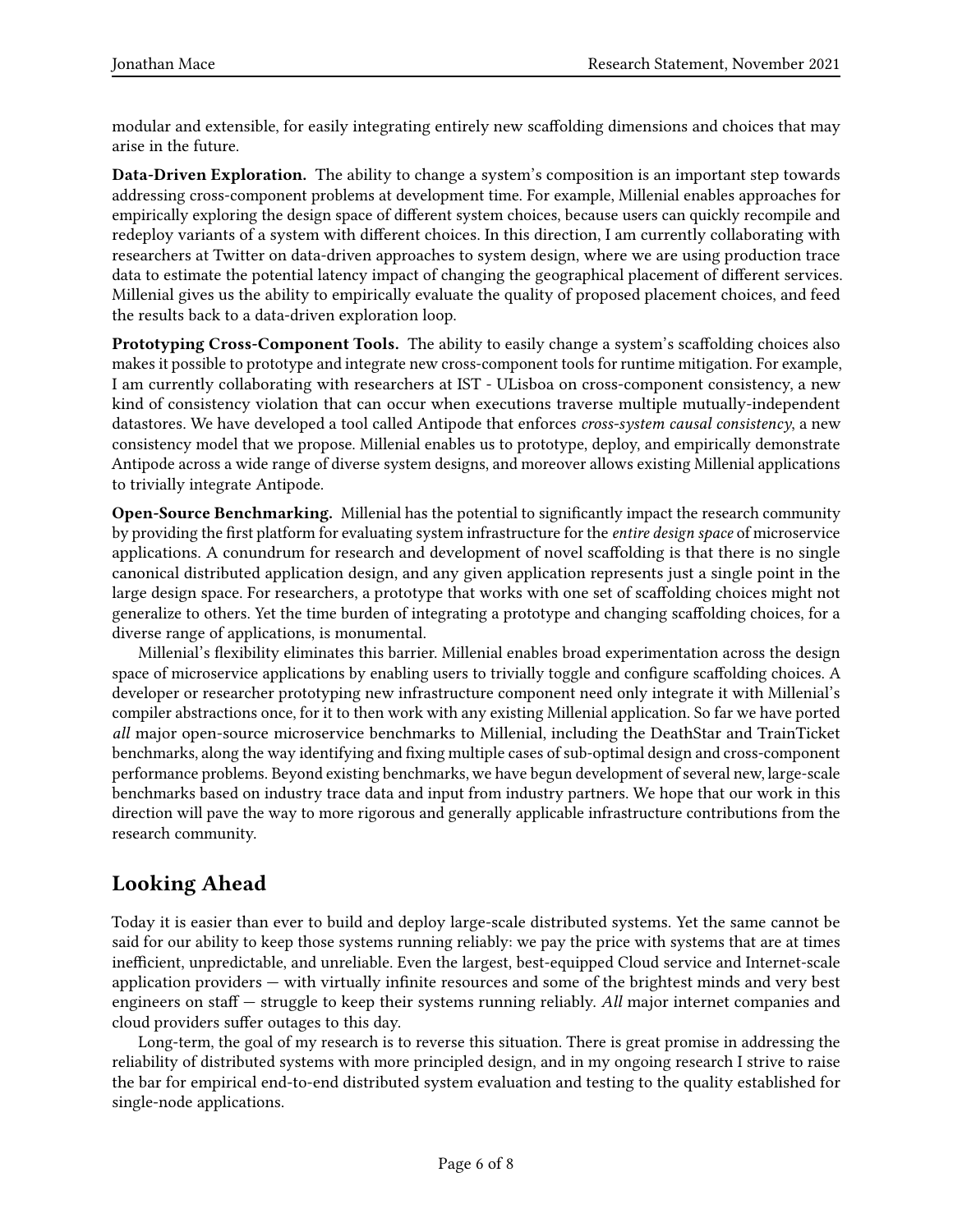modular and extensible, for easily integrating entirely new scaffolding dimensions and choices that may arise in the future.

**Data-Driven Exploration.** The ability to change a system's composition is an important step towards addressing cross-component problems at development time. For example, Millenial enables approaches for empirically exploring the design space of different system choices, because users can quickly recompile and redeploy variants of a system with different choices. In this direction, I am currently collaborating with researchers at Twitter on data-driven approaches to system design, where we are using production trace data to estimate the latency impact of changing the geographical placement of different services. Millenial gives us the ability to empirically evaluate the quality of proposed placement choices, and feed the results back to a data-driven exploration loop.

**Prototyping Cross-Component Tools.** The ability to easily change a system's scaffolding choices also makes it possible to prototype and integrate new cross-component tools for runtime mitigation. For example, I am currently collaborating with researchers at IST - ULisboa on cross-component consistency, a new kind of consistency violation that can occur when executions traverse multiple mutually-independent datastores. We have developed a tool called Antipode that enforces *cross-system causal consistency*, a new consistency model that we propose. Millenial enables us to prototype, deploy, and empirically demonstrate Antipode across a wide range of diverse system designs, and moreover allows existing Millenial applications to trivially integrate Antipode.

**Open-Source Benchmarking.** Millenial has the potential to significantly impact the research community by providing the first platform for evaluating system infrastructure for the *entire design space* of microservice applications. A conundrum for research and development of novel scaffolding is that there is no single canonical distributed application design, and any given application represents just a single point in the large design space. For researchers, a prototype that works with one set of scaffolding choices might not generalize to others. Yet the time burden of integrating a prototype and changing scaffolding choices, for a diverse range of applications, is monumental.

Millenial's flexibility eliminates this barrier. Millenial enables broad experimentation across the design space of microservice applications by enabling users to trivially toggle and configure scaffolding choices. A developer or researcher prototyping new infrastructure component need only integrate it with Millenial's compiler abstractions once, for it to then work with any existing Millenial application. So far we have ported *all* major open-source microservice benchmarks to Millenial, including the DeathStar and TrainTicket benchmarks, along the way identifying and fixing multiple cases of sub-optimal design and cross-component performance problems. Beyond existing benchmarks, we have begun development of several new, large-scale benchmarks based on industry trace data and input from industry partners. We hope that our work in this direction will pave the way to more rigorous and generally applicable infrastructure contributions from the research community.

## Looking Ahead

Today it is easier than ever to build and deploy large-scale distributed systems. Yet the same cannot be said for our ability to keep those systems running reliably: we pay the price with systems that are at times inefficient, unpredictable, and unreliable. Even the largest, best-equipped Cloud service and Internet-scale application providers — with virtually infinite resources and some of the brightest minds and very best engineers on staff — struggle to keep their systems running reliably. *All* major internet companies and cloud providers suffer outages to this day.

Long-term, the goal of my research is to reverse this situation. There is great promise in addressing the reliability of distributed systems with more principled design, and in my ongoing research I strive to raise the bar for empirical end-to-end distributed system evaluation and testing to the quality established for single-node applications.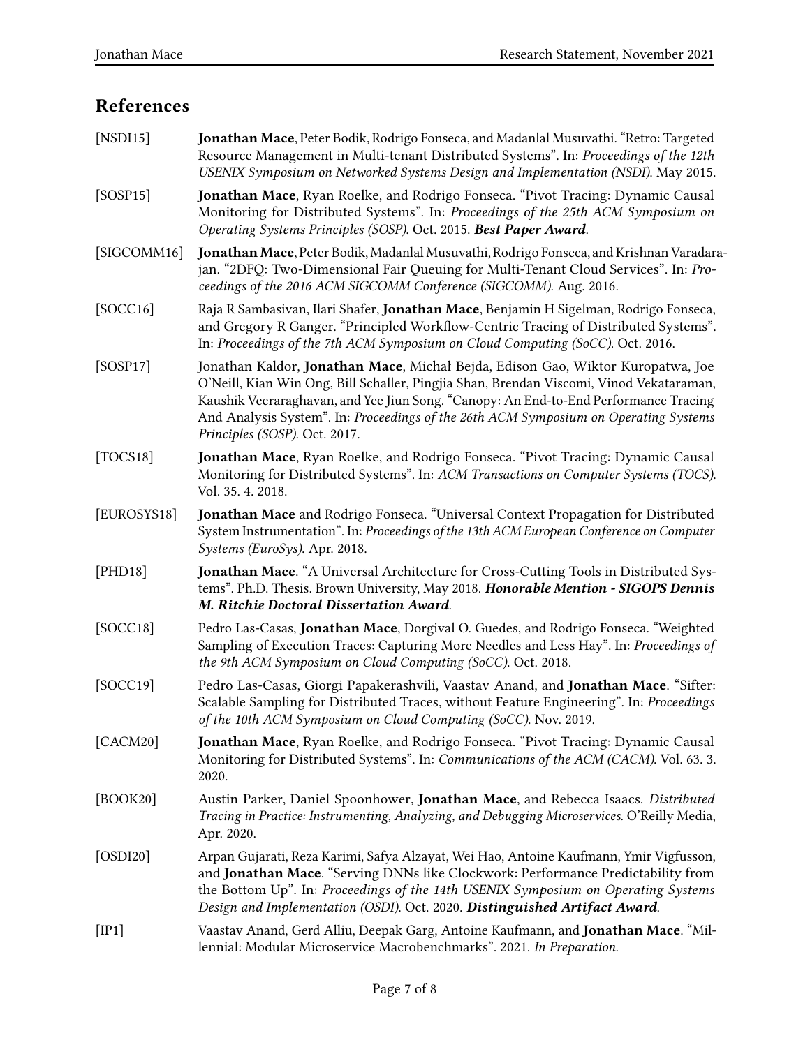## References

[NSDI15] **Jonathan Mace**, Peter Bodik, Rodrigo Fonseca, and Madanlal Musuvathi. "Retro: Targeted Resource Management in Multi-tenant Distributed Systems". In: *Proceedings of the 12th USENIX Symposium on Networked Systems Design and Implementation (NSDI).* May 2015.

[SOSP15] **Jonathan Mace**, Ryan Roelke, and Rodrigo Fonseca. "Pivot Tracing: Dynamic Causal Monitoring for Distributed Systems". In: *Proceedings of the 25th ACM Symposium on Operating Systems Principles (SOSP).* Oct. 2015. ***Best Paper Award***.

[SIGCOMM16] **Jonathan Mace**, Peter Bodik, Madanlal Musuvathi, Rodrigo Fonseca, and Krishnan Varadarajan. "2DFQ: Two-Dimensional Fair Queuing for Multi-Tenant Cloud Services". In: *Proceedings of the 2016 ACM SIGCOMM Conference (SIGCOMM).* Aug. 2016.

[SOCC16] Raja R Sambasivan, Ilari Shafer, **Jonathan Mace**, Benjamin H Sigelman, Rodrigo Fonseca, and Gregory R Ganger. "Principled Workflow-Centric Tracing of Distributed Systems". In: *Proceedings of the 7th ACM Symposium on Cloud Computing (SoCC).* Oct. 2016.

[SOSP17] Jonathan Kaldor, **Jonathan Mace**, Michał Bejda, Edison Gao, Wiktor Kuropatwa, Joe O'Neill, Kian Win Ong, Bill Schaller, Pingjia Shan, Brendan Viscomi, Vinod Vekataraman, Kaushik Veeraraghavan, and Yee Jiun Song. "Canopy: An End-to-End Performance Tracing And Analysis System". In: *Proceedings of the 26th ACM Symposium on Operating Systems Principles (SOSP).* Oct. 2017.

[TOCS18] **Jonathan Mace**, Ryan Roelke, and Rodrigo Fonseca. "Pivot Tracing: Dynamic Causal Monitoring for Distributed Systems". In: *ACM Transactions on Computer Systems (TOCS).* Vol. 35. 4. 2018.

[EUROSYS18] **Jonathan Mace** and Rodrigo Fonseca. "Universal Context Propagation for Distributed System Instrumentation". In: *Proceedings of the 13th ACM European Conference on Computer Systems (EuroSys).* Apr. 2018.

[PHD18] **Jonathan Mace**. "A Universal Architecture for Cross-Cutting Tools in Distributed Systems". Ph.D. Thesis. Brown University, May 2018. ***Honorable Mention - SIGOPS Dennis M. Ritchie Doctoral Dissertation Award***.

[SOCC18] Pedro Las-Casas, **Jonathan Mace**, Dorgival O. Guedes, and Rodrigo Fonseca. "Weighted Sampling of Execution Traces: Capturing More Needles and Less Hay". In: *Proceedings of the 9th ACM Symposium on Cloud Computing (SoCC).* Oct. 2018.

[SOCC19] Pedro Las-Casas, Giorgi Papakerashvili, Vaastav Anand, and **Jonathan Mace**. "Sifter: Scalable Sampling for Distributed Traces, without Feature Engineering". In: *Proceedings of the 10th ACM Symposium on Cloud Computing (SoCC).* Nov. 2019.

[CACM20] **Jonathan Mace**, Ryan Roelke, and Rodrigo Fonseca. "Pivot Tracing: Dynamic Causal Monitoring for Distributed Systems". In: *Communications of the ACM (CACM).* Vol. 63. 3. 2020.

[BOOK20] Austin Parker, Daniel Spoonhower, **Jonathan Mace**, and Rebecca Isaacs. *Distributed Tracing in Practice: Instrumenting, Analyzing, and Debugging Microservices.* O'Reilly Media, Apr. 2020.

[OSDI20] Arpan Gujarati, Reza Karimi, Safya Alzayat, Wei Hao, Antoine Kaufmann, Ymir Vigfusson, and **Jonathan Mace**. "Serving DNNs like Clockwork: Performance Predictability from the Bottom Up". In: *Proceedings of the 14th USENIX Symposium on Operating Systems Design and Implementation (OSDI).* Oct. 2020. ***Distinguished Artifact Award***.

[IP1] Vaastav Anand, Gerd Alliu, Deepak Garg, Antoine Kaufmann, and **Jonathan Mace**. "Millennial: Modular Microservice Macrobenchmarks". 2021. *In Preparation.*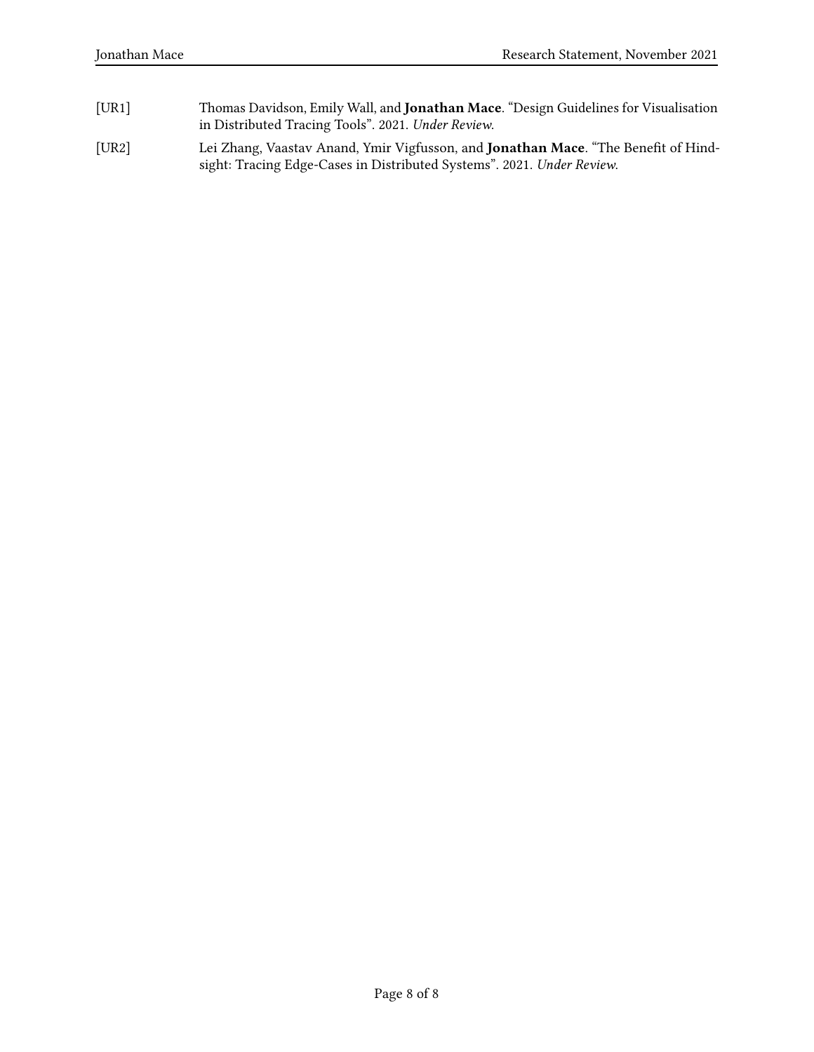[UR1] Thomas Davidson, Emily Wall, and **Jonathan Mace**. "Design Guidelines for Visualisation in Distributed Tracing Tools". 2021. *Under Review.*

[UR2] Lei Zhang, Vaastav Anand, Ymir Vigfusson, and **Jonathan Mace**. "The Benefit of Hindsight: Tracing Edge-Cases in Distributed Systems". 2021. *Under Review.*